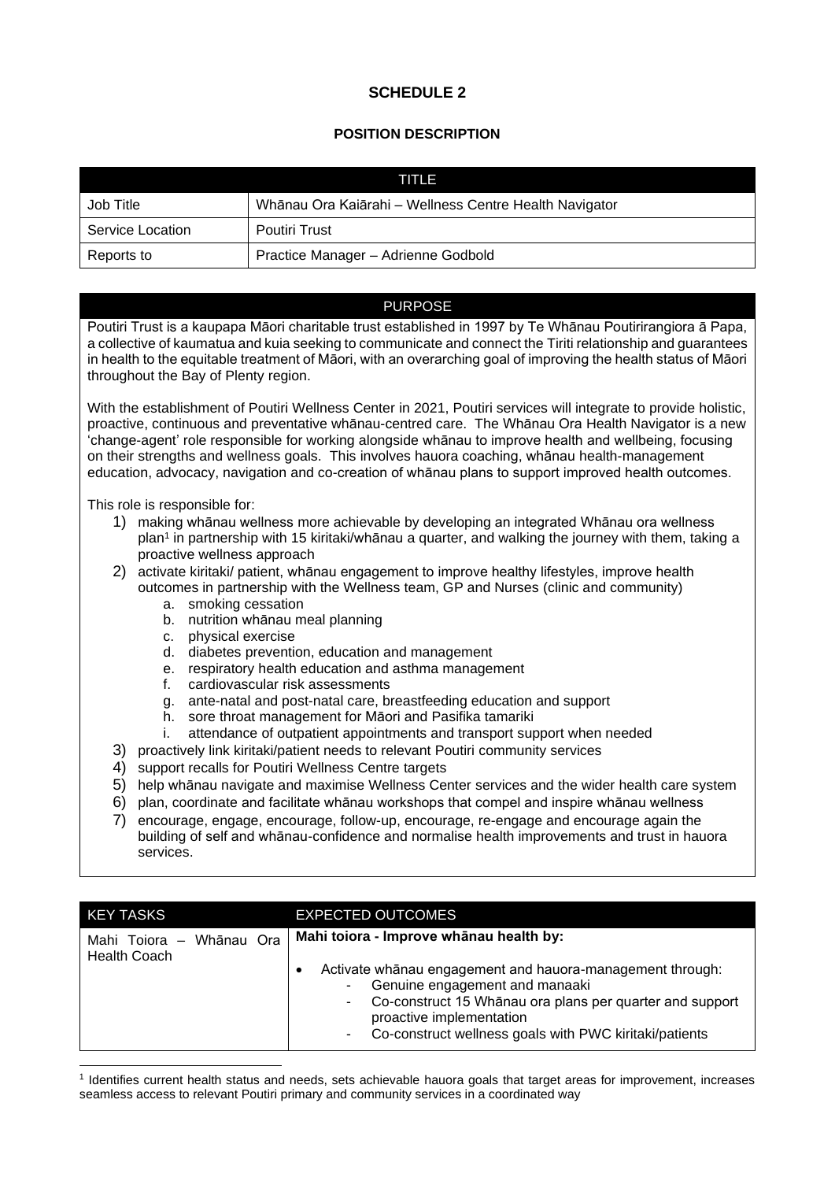# SCHEDULE 2

## POSITION DESCRIPTION

| TITLE | |
|---|---|
| Job Title | Whānau Ora Kaiārahi – Wellness Centre Health Navigator |
| Service Location | Poutiri Trust |
| Reports to | Practice Manager – Adrienne Godbold |

### PURPOSE

Poutiri Trust is a kaupapa Māori charitable trust established in 1997 by Te Whānau Poutirirangiora ā Papa, a collective of kaumatua and kuia seeking to communicate and connect the Tiriti relationship and guarantees in health to the equitable treatment of Māori, with an overarching goal of improving the health status of Māori throughout the Bay of Plenty region.

With the establishment of Poutiri Wellness Center in 2021, Poutiri services will integrate to provide holistic, proactive, continuous and preventative whānau-centred care. The Whānau Ora Health Navigator is a new 'change-agent' role responsible for working alongside whānau to improve health and wellbeing, focusing on their strengths and wellness goals. This involves hauora coaching, whānau health-management education, advocacy, navigation and co-creation of whānau plans to support improved health outcomes.

This role is responsible for:

1) making whānau wellness more achievable by developing an integrated Whānau ora wellness plan[1] in partnership with 15 kiritaki/whānau a quarter, and walking the journey with them, taking a proactive wellness approach
2) activate kiritaki/ patient, whānau engagement to improve healthy lifestyles, improve health outcomes in partnership with the Wellness team, GP and Nurses (clinic and community)
    a. smoking cessation
    b. nutrition whānau meal planning
    c. physical exercise
    d. diabetes prevention, education and management
    e. respiratory health education and asthma management
    f. cardiovascular risk assessments
    g. ante-natal and post-natal care, breastfeeding education and support
    h. sore throat management for Māori and Pasifika tamariki
    i. attendance of outpatient appointments and transport support when needed
3) proactively link kiritaki/patient needs to relevant Poutiri community services
4) support recalls for Poutiri Wellness Centre targets
5) help whānau navigate and maximise Wellness Center services and the wider health care system
6) plan, coordinate and facilitate whānau workshops that compel and inspire whānau wellness
7) encourage, engage, encourage, follow-up, encourage, re-engage and encourage again the building of self and whānau-confidence and normalise health improvements and trust in hauora services.

| KEY TASKS | EXPECTED OUTCOMES |
|---|---|
| Mahi Toiora – Whānau Ora Health Coach | **Mahi toiora - Improve whānau health by:**<br>• Activate whānau engagement and hauora-management through:<br>- Genuine engagement and manaaki<br>- Co-construct 15 Whānau ora plans per quarter and support proactive implementation<br>- Co-construct wellness goals with PWC kiritaki/patients |

[1] Identifies current health status and needs, sets achievable hauora goals that target areas for improvement, increases seamless access to relevant Poutiri primary and community services in a coordinated way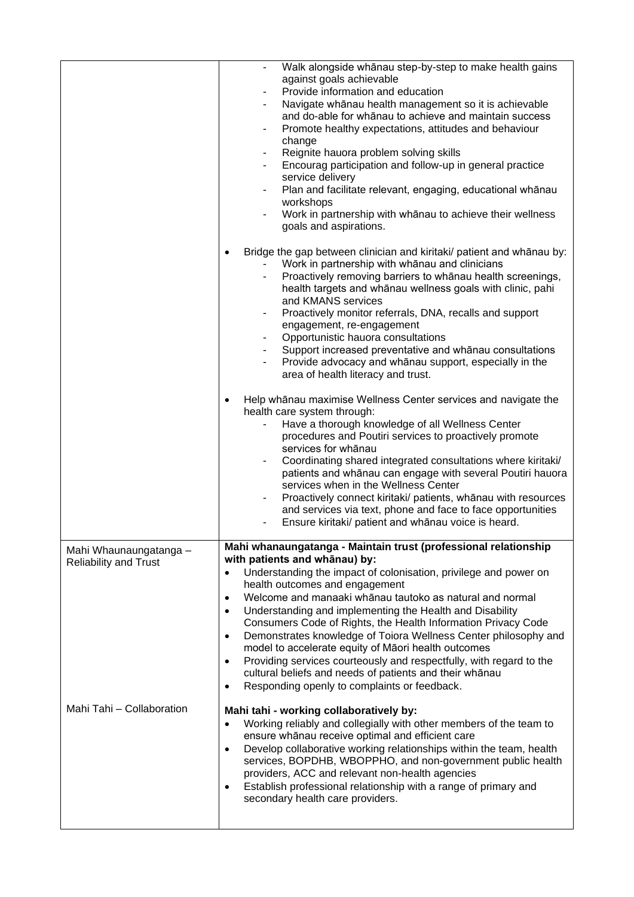| | |
|---|---|
| | - Walk alongside whānau step-by-step to make health gains against goals achievable<br>- Provide information and education<br>- Navigate whānau health management so it is achievable and do-able for whānau to achieve and maintain success<br>- Promote healthy expectations, attitudes and behaviour change<br>- Reignite hauora problem solving skills<br>- Encourag participation and follow-up in general practice service delivery<br>- Plan and facilitate relevant, engaging, educational whānau workshops<br>- Work in partnership with whānau to achieve their wellness goals and aspirations.<br><br>• Bridge the gap between clinician and kiritaki/ patient and whānau by:<br>- Work in partnership with whānau and clinicians<br>- Proactively removing barriers to whānau health screenings, health targets and whānau wellness goals with clinic, pahi and KMANS services<br>- Proactively monitor referrals, DNA, recalls and support engagement, re-engagement<br>- Opportunistic hauora consultations<br>- Support increased preventative and whānau consultations<br>- Provide advocacy and whānau support, especially in the area of health literacy and trust.<br><br>• Help whānau maximise Wellness Center services and navigate the health care system through:<br>- Have a thorough knowledge of all Wellness Center procedures and Poutiri services to proactively promote services for whānau<br>- Coordinating shared integrated consultations where kiritaki/ patients and whānau can engage with several Poutiri hauora services when in the Wellness Center<br>- Proactively connect kiritaki/ patients, whānau with resources and services via text, phone and face to face opportunities<br>- Ensure kiritaki/ patient and whānau voice is heard. |
| Mahi Whaunaungatanga – Reliability and Trust<br><br><br><br><br><br><br><br><br><br>Mahi Tahi – Collaboration | **Mahi whanaungatanga - Maintain trust (professional relationship with patients and whānau) by:**<br>• Understanding the impact of colonisation, privilege and power on health outcomes and engagement<br>• Welcome and manaaki whānau tautoko as natural and normal<br>• Understanding and implementing the Health and Disability Consumers Code of Rights, the Health Information Privacy Code<br>• Demonstrates knowledge of Toiora Wellness Center philosophy and model to accelerate equity of Māori health outcomes<br>• Providing services courteously and respectfully, with regard to the cultural beliefs and needs of patients and their whānau<br>• Responding openly to complaints or feedback.<br><br>**Mahi tahi - working collaboratively by:**<br>• Working reliably and collegially with other members of the team to ensure whānau receive optimal and efficient care<br>• Develop collaborative working relationships within the team, health services, BOPDHB, WBOPPHO, and non-government public health providers, ACC and relevant non-health agencies<br>• Establish professional relationship with a range of primary and secondary health care providers. |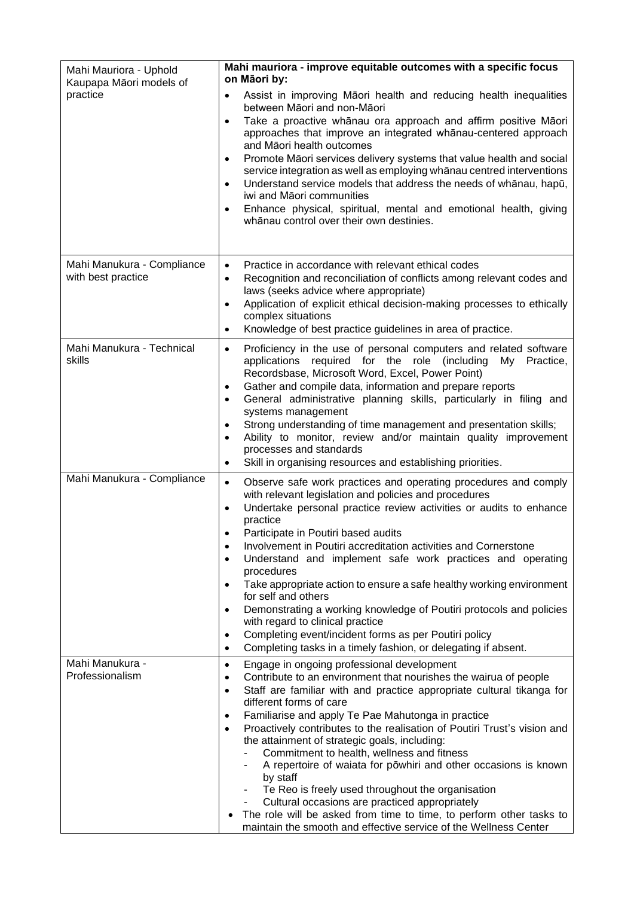| | |
|---|---|
| Mahi Mauriora - Uphold Kaupapa Māori models of practice | **Mahi mauriora - improve equitable outcomes with a specific focus on Māori by:**<br>• Assist in improving Māori health and reducing health inequalities between Māori and non-Māori<br>• Take a proactive whānau ora approach and affirm positive Māori approaches that improve an integrated whānau-centered approach and Māori health outcomes<br>• Promote Māori services delivery systems that value health and social service integration as well as employing whānau centred interventions<br>• Understand service models that address the needs of whānau, hapū, iwi and Māori communities<br>• Enhance physical, spiritual, mental and emotional health, giving whānau control over their own destinies. |
| Mahi Manukura - Compliance with best practice | • Practice in accordance with relevant ethical codes<br>• Recognition and reconciliation of conflicts among relevant codes and laws (seeks advice where appropriate)<br>• Application of explicit ethical decision-making processes to ethically complex situations<br>• Knowledge of best practice guidelines in area of practice. |
| Mahi Manukura - Technical skills | • Proficiency in the use of personal computers and related software applications required for the role (including My Practice, Recordsbase, Microsoft Word, Excel, Power Point)<br>• Gather and compile data, information and prepare reports<br>• General administrative planning skills, particularly in filing and systems management<br>• Strong understanding of time management and presentation skills;<br>• Ability to monitor, review and/or maintain quality improvement processes and standards<br>• Skill in organising resources and establishing priorities. |
| Mahi Manukura - Compliance | • Observe safe work practices and operating procedures and comply with relevant legislation and policies and procedures<br>• Undertake personal practice review activities or audits to enhance practice<br>• Participate in Poutiri based audits<br>• Involvement in Poutiri accreditation activities and Cornerstone<br>• Understand and implement safe work practices and operating procedures<br>• Take appropriate action to ensure a safe healthy working environment for self and others<br>• Demonstrating a working knowledge of Poutiri protocols and policies with regard to clinical practice<br>• Completing event/incident forms as per Poutiri policy<br>• Completing tasks in a timely fashion, or delegating if absent. |
| Mahi Manukura - Professionalism | • Engage in ongoing professional development<br>• Contribute to an environment that nourishes the wairua of people<br>• Staff are familiar with and practice appropriate cultural tikanga for different forms of care<br>• Familiarise and apply Te Pae Mahutonga in practice<br>• Proactively contributes to the realisation of Poutiri Trust's vision and the attainment of strategic goals, including:<br>  - Commitment to health, wellness and fitness<br>  - A repertoire of waiata for pōwhiri and other occasions is known by staff<br>  - Te Reo is freely used throughout the organisation<br>  - Cultural occasions are practiced appropriately<br>• The role will be asked from time to time, to perform other tasks to maintain the smooth and effective service of the Wellness Center |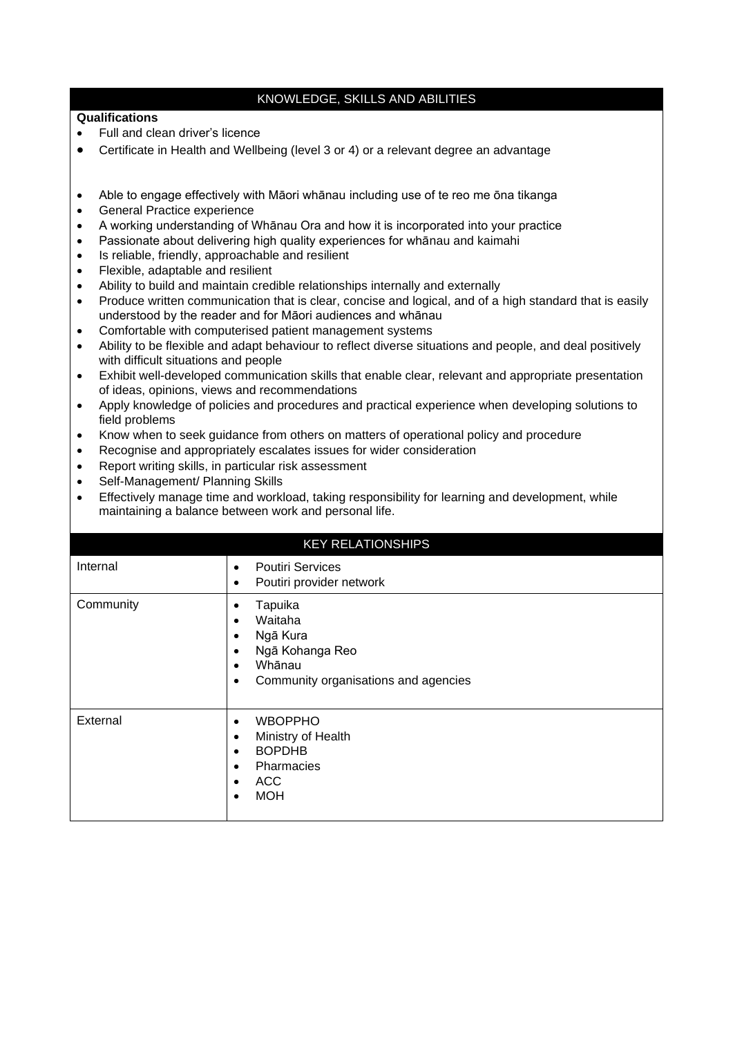## KNOWLEDGE, SKILLS AND ABILITIES

**Qualifications**

- Full and clean driver's licence
- Certificate in Health and Wellbeing (level 3 or 4) or a relevant degree an advantage

- Able to engage effectively with Māori whānau including use of te reo me ōna tikanga
- General Practice experience
- A working understanding of Whānau Ora and how it is incorporated into your practice
- Passionate about delivering high quality experiences for whānau and kaimahi
- Is reliable, friendly, approachable and resilient
- Flexible, adaptable and resilient
- Ability to build and maintain credible relationships internally and externally
- Produce written communication that is clear, concise and logical, and of a high standard that is easily understood by the reader and for Māori audiences and whānau
- Comfortable with computerised patient management systems
- Ability to be flexible and adapt behaviour to reflect diverse situations and people, and deal positively with difficult situations and people
- Exhibit well-developed communication skills that enable clear, relevant and appropriate presentation of ideas, opinions, views and recommendations
- Apply knowledge of policies and procedures and practical experience when developing solutions to field problems
- Know when to seek guidance from others on matters of operational policy and procedure
- Recognise and appropriately escalates issues for wider consideration
- Report writing skills, in particular risk assessment
- Self-Management/ Planning Skills
- Effectively manage time and workload, taking responsibility for learning and development, while maintaining a balance between work and personal life.

## KEY RELATIONSHIPS

| | |
|---|---|
| Internal | • Poutiri Services<br>• Poutiri provider network |
| Community | • Tapuika<br>• Waitaha<br>• Ngā Kura<br>• Ngā Kohanga Reo<br>• Whānau<br>• Community organisations and agencies |
| External | • WBOPPHO<br>• Ministry of Health<br>• BOPDHB<br>• Pharmacies<br>• ACC<br>• MOH |